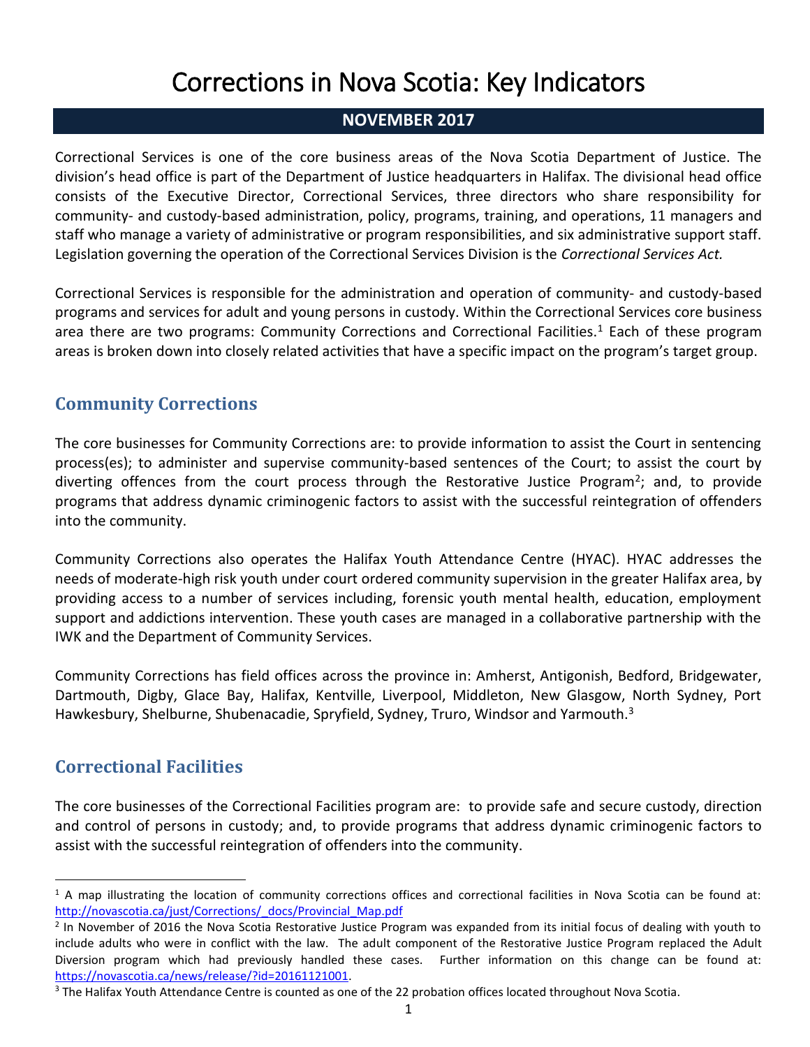# Corrections in Nova Scotia: Key Indicators

**NOVEMBER 2017**

Correctional Services is one of the core business areas of the Nova Scotia Department of Justice. The division's head office is part of the Department of Justice headquarters in Halifax. The divisional head office consists of the Executive Director, Correctional Services, three directors who share responsibility for community- and custody-based administration, policy, programs, training, and operations, 11 managers and staff who manage a variety of administrative or program responsibilities, and six administrative support staff. Legislation governing the operation of the Correctional Services Division is the *Correctional Services Act.*

Correctional Services is responsible for the administration and operation of community- and custody-based programs and services for adult and young persons in custody. Within the Correctional Services core business area there are two programs: Community Corrections and Correctional Facilities.[1] Each of these program areas is broken down into closely related activities that have a specific impact on the program's target group.

## Community Corrections

The core businesses for Community Corrections are: to provide information to assist the Court in sentencing process(es); to administer and supervise community-based sentences of the Court; to assist the court by diverting offences from the court process through the Restorative Justice Program[2]; and, to provide programs that address dynamic criminogenic factors to assist with the successful reintegration of offenders into the community.

Community Corrections also operates the Halifax Youth Attendance Centre (HYAC). HYAC addresses the needs of moderate-high risk youth under court ordered community supervision in the greater Halifax area, by providing access to a number of services including, forensic youth mental health, education, employment support and addictions intervention. These youth cases are managed in a collaborative partnership with the IWK and the Department of Community Services.

Community Corrections has field offices across the province in: Amherst, Antigonish, Bedford, Bridgewater, Dartmouth, Digby, Glace Bay, Halifax, Kentville, Liverpool, Middleton, New Glasgow, North Sydney, Port Hawkesbury, Shelburne, Shubenacadie, Spryfield, Sydney, Truro, Windsor and Yarmouth.[3]

## Correctional Facilities

The core businesses of the Correctional Facilities program are: to provide safe and secure custody, direction and control of persons in custody; and, to provide programs that address dynamic criminogenic factors to assist with the successful reintegration of offenders into the community.

---

[1] A map illustrating the location of community corrections offices and correctional facilities in Nova Scotia can be found at: http://novascotia.ca/just/Corrections/_docs/Provincial_Map.pdf

[2] In November of 2016 the Nova Scotia Restorative Justice Program was expanded from its initial focus of dealing with youth to include adults who were in conflict with the law. The adult component of the Restorative Justice Program replaced the Adult Diversion program which had previously handled these cases. Further information on this change can be found at: https://novascotia.ca/news/release/?id=20161121001.

[3] The Halifax Youth Attendance Centre is counted as one of the 22 probation offices located throughout Nova Scotia.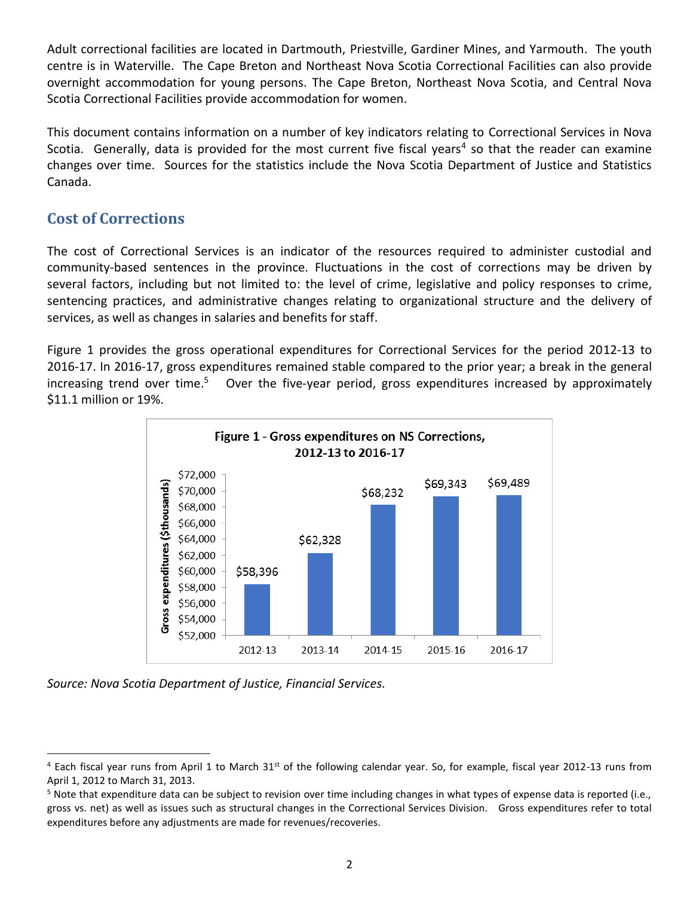Adult correctional facilities are located in Dartmouth, Priestville, Gardiner Mines, and Yarmouth. The youth centre is in Waterville. The Cape Breton and Northeast Nova Scotia Correctional Facilities can also provide overnight accommodation for young persons. The Cape Breton, Northeast Nova Scotia, and Central Nova Scotia Correctional Facilities provide accommodation for women.

This document contains information on a number of key indicators relating to Correctional Services in Nova Scotia. Generally, data is provided for the most current five fiscal years[4] so that the reader can examine changes over time. Sources for the statistics include the Nova Scotia Department of Justice and Statistics Canada.

## Cost of Corrections

The cost of Correctional Services is an indicator of the resources required to administer custodial and community-based sentences in the province. Fluctuations in the cost of corrections may be driven by several factors, including but not limited to: the level of crime, legislative and policy responses to crime, sentencing practices, and administrative changes relating to organizational structure and the delivery of services, as well as changes in salaries and benefits for staff.

Figure 1 provides the gross operational expenditures for Correctional Services for the period 2012-13 to 2016-17. In 2016-17, gross expenditures remained stable compared to the prior year; a break in the general increasing trend over time.[5] Over the five-year period, gross expenditures increased by approximately $11.1 million or 19%.

**Figure 1 - Gross expenditures on NS Corrections, 2012-13 to 2016-17**

| Fiscal year | Gross expenditures ($thousands) |
|---|---|
| 2012-13 | $58,396 |
| 2013-14 | $62,328 |
| 2014-15 | $68,232 |
| 2015-16 | $69,343 |
| 2016-17 | $69,489 |

*Source: Nova Scotia Department of Justice, Financial Services.*

---

[4] Each fiscal year runs from April 1 to March 31st of the following calendar year. So, for example, fiscal year 2012-13 runs from April 1, 2012 to March 31, 2013.

[5] Note that expenditure data can be subject to revision over time including changes in what types of expense data is reported (i.e., gross vs. net) as well as issues such as structural changes in the Correctional Services Division. Gross expenditures refer to total expenditures before any adjustments are made for revenues/recoveries.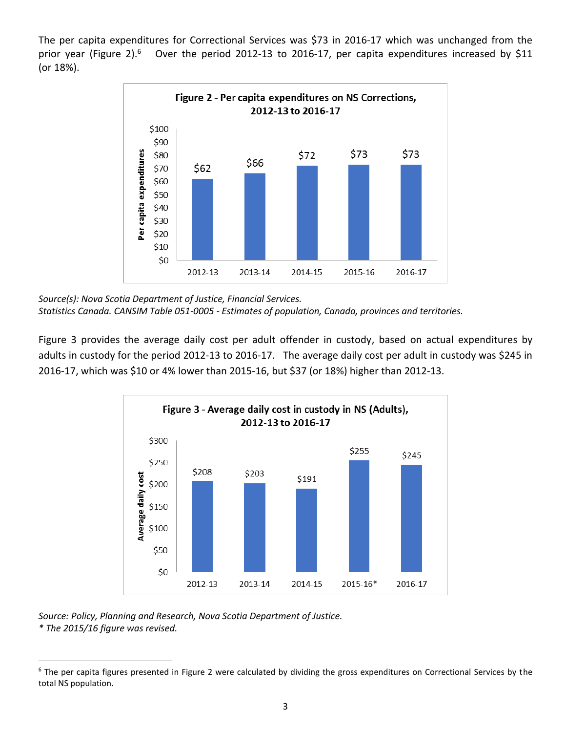The per capita expenditures for Correctional Services was $73 in 2016-17 which was unchanged from the prior year (Figure 2).[6] Over the period 2012-13 to 2016-17, per capita expenditures increased by $11 (or 18%).

**Figure 2 - Per capita expenditures on NS Corrections, 2012-13 to 2016-17**

| Year | Per capita expenditures |
|---|---|
| 2012-13 | $62 |
| 2013-14 | $66 |
| 2014-15 | $72 |
| 2015-16 | $73 |
| 2016-17 | $73 |

*Source(s): Nova Scotia Department of Justice, Financial Services.*
*Statistics Canada. CANSIM Table 051-0005 - Estimates of population, Canada, provinces and territories.*

Figure 3 provides the average daily cost per adult offender in custody, based on actual expenditures by adults in custody for the period 2012-13 to 2016-17. The average daily cost per adult in custody was $245 in 2016-17, which was $10 or 4% lower than 2015-16, but $37 (or 18%) higher than 2012-13.

**Figure 3 - Average daily cost in custody in NS (Adults), 2012-13 to 2016-17**

| Year | Average daily cost |
|---|---|
| 2012-13 | $208 |
| 2013-14 | $203 |
| 2014-15 | $191 |
| 2015-16* | $255 |
| 2016-17 | $245 |

*Source: Policy, Planning and Research, Nova Scotia Department of Justice.*
*\* The 2015/16 figure was revised.*

[6] The per capita figures presented in Figure 2 were calculated by dividing the gross expenditures on Correctional Services by the total NS population.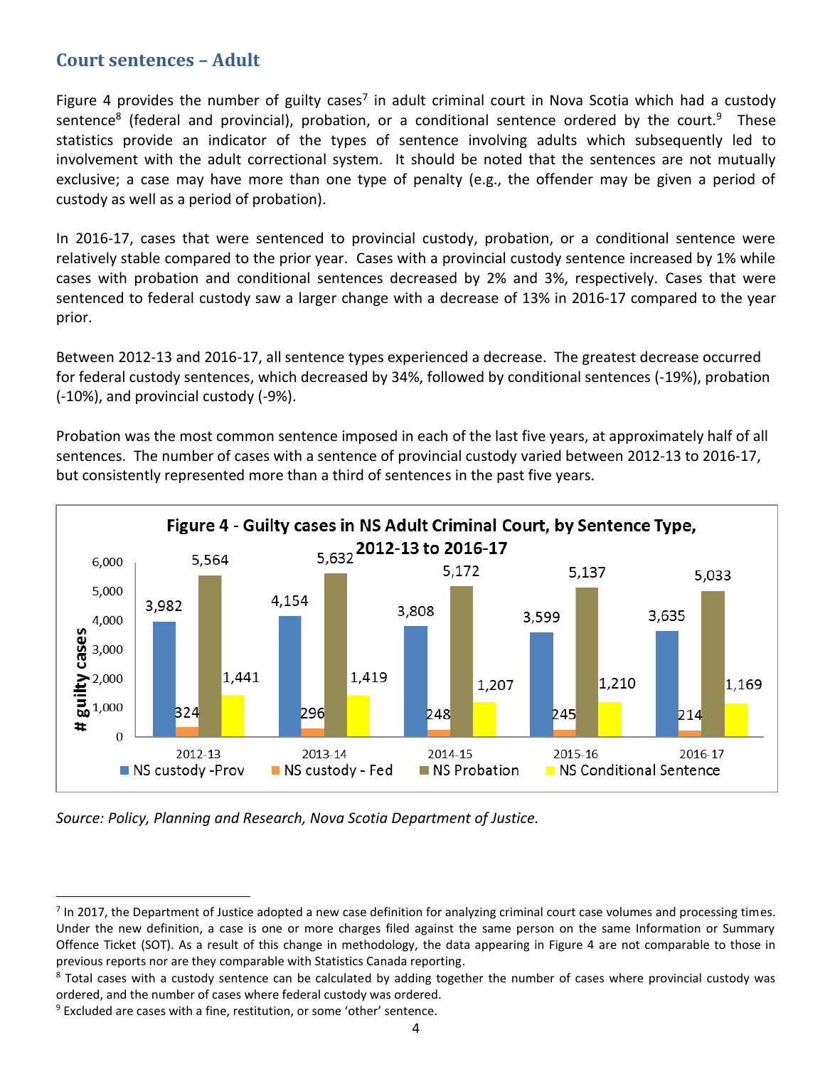## Court sentences – Adult

Figure 4 provides the number of guilty cases[7] in adult criminal court in Nova Scotia which had a custody sentence[8] (federal and provincial), probation, or a conditional sentence ordered by the court.[9] These statistics provide an indicator of the types of sentence involving adults which subsequently led to involvement with the adult correctional system. It should be noted that the sentences are not mutually exclusive; a case may have more than one type of penalty (e.g., the offender may be given a period of custody as well as a period of probation).

In 2016-17, cases that were sentenced to provincial custody, probation, or a conditional sentence were relatively stable compared to the prior year. Cases with a provincial custody sentence increased by 1% while cases with probation and conditional sentences decreased by 2% and 3%, respectively. Cases that were sentenced to federal custody saw a larger change with a decrease of 13% in 2016-17 compared to the year prior.

Between 2012-13 and 2016-17, all sentence types experienced a decrease. The greatest decrease occurred for federal custody sentences, which decreased by 34%, followed by conditional sentences (-19%), probation (-10%), and provincial custody (-9%).

Probation was the most common sentence imposed in each of the last five years, at approximately half of all sentences. The number of cases with a sentence of provincial custody varied between 2012-13 to 2016-17, but consistently represented more than a third of sentences in the past five years.

**Figure 4 - Guilty cases in NS Adult Criminal Court, by Sentence Type, 2012-13 to 2016-17**

| # guilty cases | 2012-13 | 2013-14 | 2014-15 | 2015-16 | 2016-17 |
|---|---|---|---|---|---|
| NS custody -Prov | 3,982 | 4,154 | 3,808 | 3,599 | 3,635 |
| NS custody - Fed | 324 | 296 | 248 | 245 | 214 |
| NS Probation | 5,564 | 5,632 | 5,172 | 5,137 | 5,033 |
| NS Conditional Sentence | 1,441 | 1,419 | 1,207 | 1,210 | 1,169 |

*Source: Policy, Planning and Research, Nova Scotia Department of Justice.*

---

[7] In 2017, the Department of Justice adopted a new case definition for analyzing criminal court case volumes and processing times. Under the new definition, a case is one or more charges filed against the same person on the same Information or Summary Offence Ticket (SOT). As a result of this change in methodology, the data appearing in Figure 4 are not comparable to those in previous reports nor are they comparable with Statistics Canada reporting.

[8] Total cases with a custody sentence can be calculated by adding together the number of cases where provincial custody was ordered, and the number of cases where federal custody was ordered.

[9] Excluded are cases with a fine, restitution, or some 'other' sentence.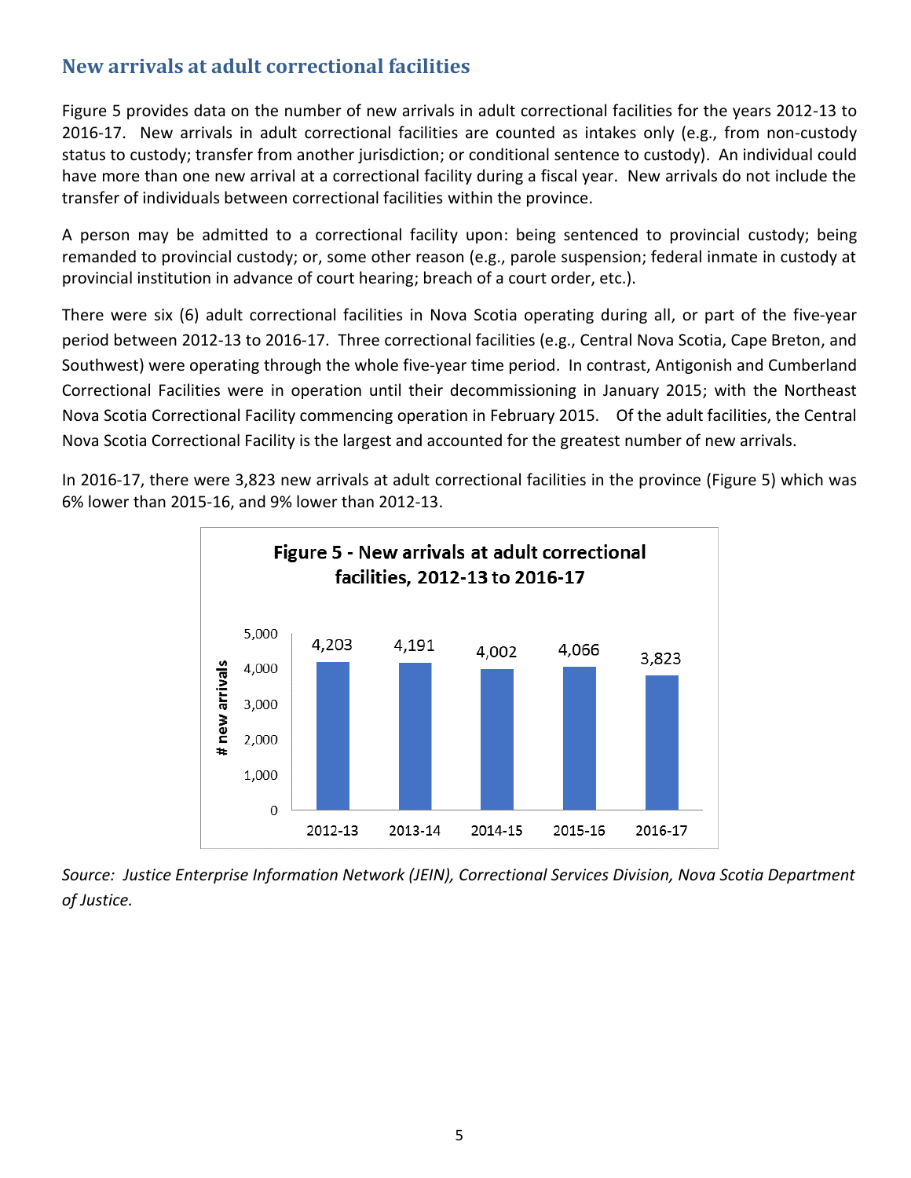## New arrivals at adult correctional facilities

Figure 5 provides data on the number of new arrivals in adult correctional facilities for the years 2012-13 to 2016-17. New arrivals in adult correctional facilities are counted as intakes only (e.g., from non-custody status to custody; transfer from another jurisdiction; or conditional sentence to custody). An individual could have more than one new arrival at a correctional facility during a fiscal year. New arrivals do not include the transfer of individuals between correctional facilities within the province.

A person may be admitted to a correctional facility upon: being sentenced to provincial custody; being remanded to provincial custody; or, some other reason (e.g., parole suspension; federal inmate in custody at provincial institution in advance of court hearing; breach of a court order, etc.).

There were six (6) adult correctional facilities in Nova Scotia operating during all, or part of the five-year period between 2012-13 to 2016-17. Three correctional facilities (e.g., Central Nova Scotia, Cape Breton, and Southwest) were operating through the whole five-year time period. In contrast, Antigonish and Cumberland Correctional Facilities were in operation until their decommissioning in January 2015; with the Northeast Nova Scotia Correctional Facility commencing operation in February 2015. Of the adult facilities, the Central Nova Scotia Correctional Facility is the largest and accounted for the greatest number of new arrivals.

In 2016-17, there were 3,823 new arrivals at adult correctional facilities in the province (Figure 5) which was 6% lower than 2015-16, and 9% lower than 2012-13.

**Figure 5 - New arrivals at adult correctional facilities, 2012-13 to 2016-17**

| Year | # new arrivals |
|---|---|
| 2012-13 | 4,203 |
| 2013-14 | 4,191 |
| 2014-15 | 4,002 |
| 2015-16 | 4,066 |
| 2016-17 | 3,823 |

*Source: Justice Enterprise Information Network (JEIN), Correctional Services Division, Nova Scotia Department of Justice.*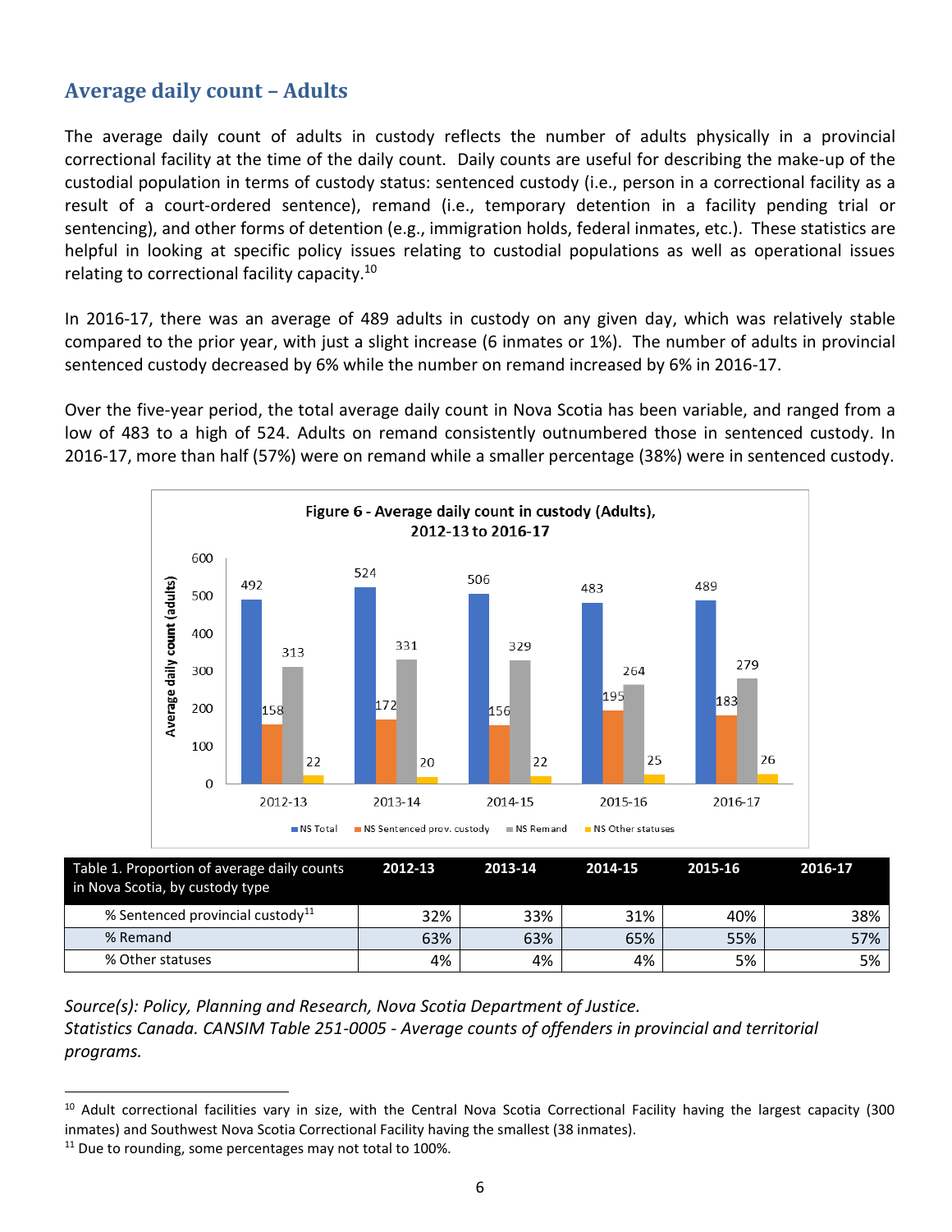## Average daily count – Adults

The average daily count of adults in custody reflects the number of adults physically in a provincial correctional facility at the time of the daily count. Daily counts are useful for describing the make-up of the custodial population in terms of custody status: sentenced custody (i.e., person in a correctional facility as a result of a court-ordered sentence), remand (i.e., temporary detention in a facility pending trial or sentencing), and other forms of detention (e.g., immigration holds, federal inmates, etc.). These statistics are helpful in looking at specific policy issues relating to custodial populations as well as operational issues relating to correctional facility capacity.[10]

In 2016-17, there was an average of 489 adults in custody on any given day, which was relatively stable compared to the prior year, with just a slight increase (6 inmates or 1%). The number of adults in provincial sentenced custody decreased by 6% while the number on remand increased by 6% in 2016-17.

Over the five-year period, the total average daily count in Nova Scotia has been variable, and ranged from a low of 483 to a high of 524. Adults on remand consistently outnumbered those in sentenced custody. In 2016-17, more than half (57%) were on remand while a smaller percentage (38%) were in sentenced custody.

**Figure 6 - Average daily count in custody (Adults), 2012-13 to 2016-17**

| | 2012-13 | 2013-14 | 2014-15 | 2015-16 | 2016-17 |
|---|---|---|---|---|---|
| NS Total | 492 | 524 | 506 | 483 | 489 |
| NS Sentenced prov. custody | 158 | 172 | 156 | 195 | 183 |
| NS Remand | 313 | 331 | 329 | 264 | 279 |
| NS Other statuses | 22 | 20 | 22 | 25 | 26 |

| Table 1. Proportion of average daily counts in Nova Scotia, by custody type | 2012-13 | 2013-14 | 2014-15 | 2015-16 | 2016-17 |
|---|---|---|---|---|---|
| % Sentenced provincial custody[11] | 32% | 33% | 31% | 40% | 38% |
| % Remand | 63% | 63% | 65% | 55% | 57% |
| % Other statuses | 4% | 4% | 4% | 5% | 5% |

*Source(s): Policy, Planning and Research, Nova Scotia Department of Justice.*
*Statistics Canada. CANSIM Table 251-0005 - Average counts of offenders in provincial and territorial programs.*

[10] Adult correctional facilities vary in size, with the Central Nova Scotia Correctional Facility having the largest capacity (300 inmates) and Southwest Nova Scotia Correctional Facility having the smallest (38 inmates).

[11] Due to rounding, some percentages may not total to 100%.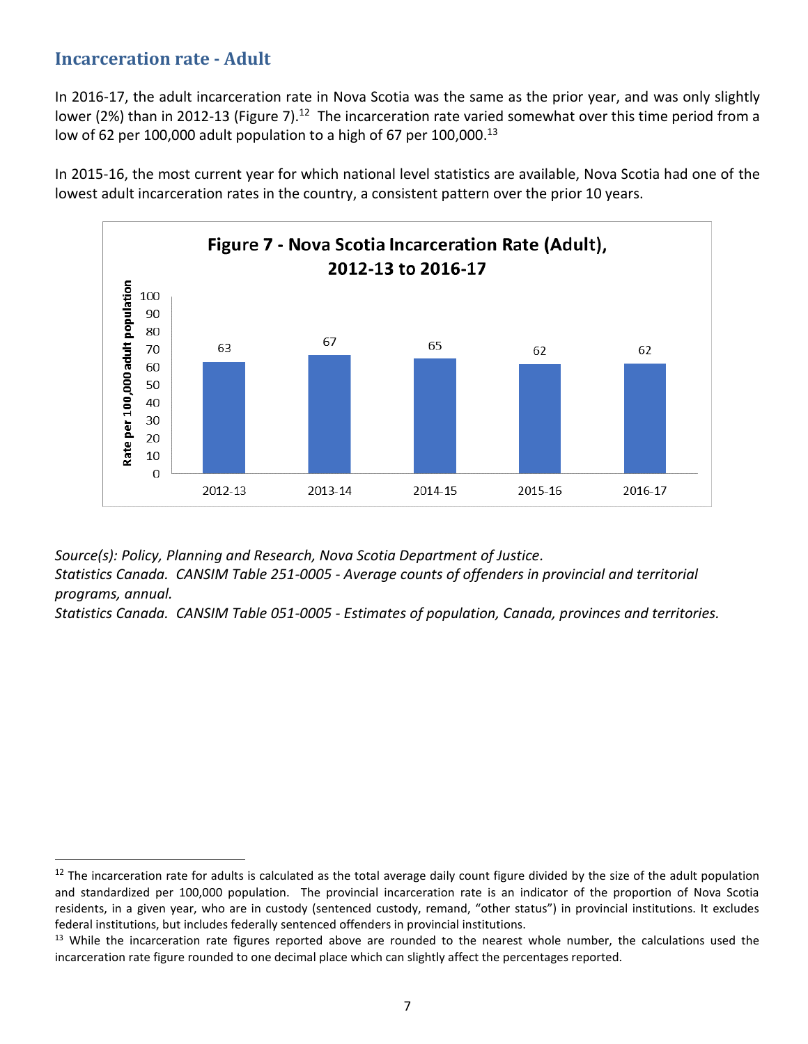## Incarceration rate - Adult

In 2016-17, the adult incarceration rate in Nova Scotia was the same as the prior year, and was only slightly lower (2%) than in 2012-13 (Figure 7).[12] The incarceration rate varied somewhat over this time period from a low of 62 per 100,000 adult population to a high of 67 per 100,000.[13]

In 2015-16, the most current year for which national level statistics are available, Nova Scotia had one of the lowest adult incarceration rates in the country, a consistent pattern over the prior 10 years.

**Figure 7 - Nova Scotia Incarceration Rate (Adult), 2012-13 to 2016-17**

| Year | Rate per 100,000 adult population |
|---|---|
| 2012-13 | 63 |
| 2013-14 | 67 |
| 2014-15 | 65 |
| 2015-16 | 62 |
| 2016-17 | 62 |

*Source(s): Policy, Planning and Research, Nova Scotia Department of Justice.*
*Statistics Canada. CANSIM Table 251-0005 - Average counts of offenders in provincial and territorial programs, annual.*
*Statistics Canada. CANSIM Table 051-0005 - Estimates of population, Canada, provinces and territories.*

---

[12] The incarceration rate for adults is calculated as the total average daily count figure divided by the size of the adult population and standardized per 100,000 population. The provincial incarceration rate is an indicator of the proportion of Nova Scotia residents, in a given year, who are in custody (sentenced custody, remand, "other status") in provincial institutions. It excludes federal institutions, but includes federally sentenced offenders in provincial institutions.

[13] While the incarceration rate figures reported above are rounded to the nearest whole number, the calculations used the incarceration rate figure rounded to one decimal place which can slightly affect the percentages reported.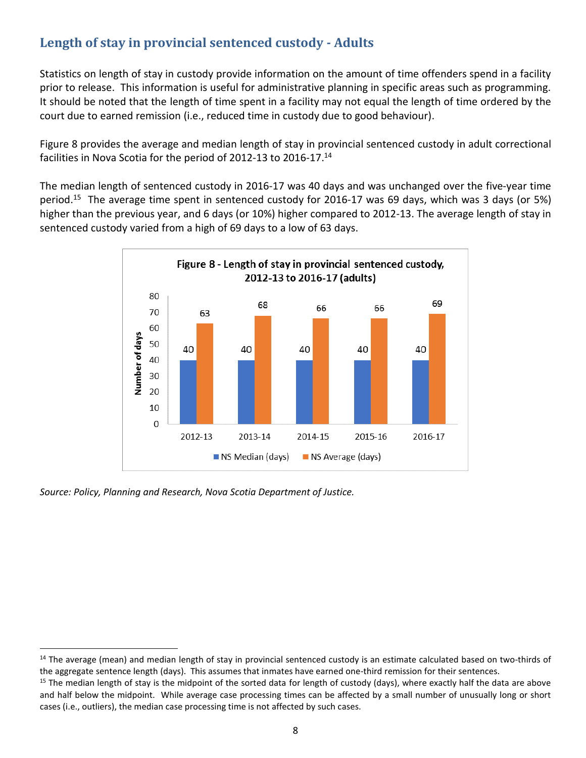## Length of stay in provincial sentenced custody - Adults

Statistics on length of stay in custody provide information on the amount of time offenders spend in a facility prior to release. This information is useful for administrative planning in specific areas such as programming. It should be noted that the length of time spent in a facility may not equal the length of time ordered by the court due to earned remission (i.e., reduced time in custody due to good behaviour).

Figure 8 provides the average and median length of stay in provincial sentenced custody in adult correctional facilities in Nova Scotia for the period of 2012-13 to 2016-17.[14]

The median length of sentenced custody in 2016-17 was 40 days and was unchanged over the five-year time period.[15] The average time spent in sentenced custody for 2016-17 was 69 days, which was 3 days (or 5%) higher than the previous year, and 6 days (or 10%) higher compared to 2012-13. The average length of stay in sentenced custody varied from a high of 69 days to a low of 63 days.

**Figure 8 - Length of stay in provincial sentenced custody, 2012-13 to 2016-17 (adults)**

| | 2012-13 | 2013-14 | 2014-15 | 2015-16 | 2016-17 |
|---|---|---|---|---|---|
| NS Median (days) | 40 | 40 | 40 | 40 | 40 |
| NS Average (days) | 63 | 68 | 66 | 66 | 69 |

*Source: Policy, Planning and Research, Nova Scotia Department of Justice.*

[14] The average (mean) and median length of stay in provincial sentenced custody is an estimate calculated based on two-thirds of the aggregate sentence length (days). This assumes that inmates have earned one-third remission for their sentences.

[15] The median length of stay is the midpoint of the sorted data for length of custody (days), where exactly half the data are above and half below the midpoint. While average case processing times can be affected by a small number of unusually long or short cases (i.e., outliers), the median case processing time is not affected by such cases.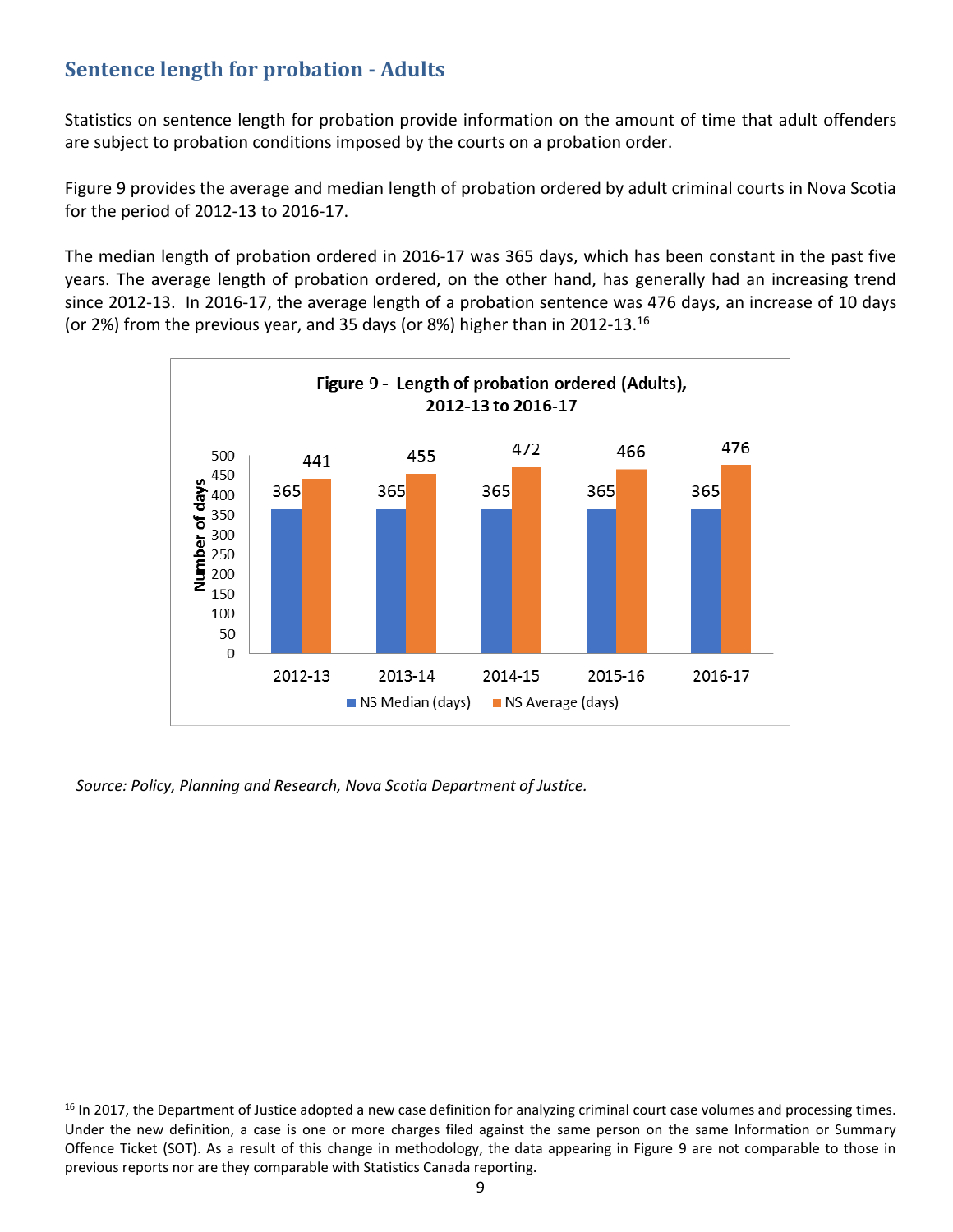## Sentence length for probation - Adults

Statistics on sentence length for probation provide information on the amount of time that adult offenders are subject to probation conditions imposed by the courts on a probation order.

Figure 9 provides the average and median length of probation ordered by adult criminal courts in Nova Scotia for the period of 2012-13 to 2016-17.

The median length of probation ordered in 2016-17 was 365 days, which has been constant in the past five years. The average length of probation ordered, on the other hand, has generally had an increasing trend since 2012-13. In 2016-17, the average length of a probation sentence was 476 days, an increase of 10 days (or 2%) from the previous year, and 35 days (or 8%) higher than in 2012-13.[16]

**Figure 9 - Length of probation ordered (Adults), 2012-13 to 2016-17**

| | 2012-13 | 2013-14 | 2014-15 | 2015-16 | 2016-17 |
|---|---|---|---|---|---|
| NS Median (days) | 365 | 365 | 365 | 365 | 365 |
| NS Average (days) | 441 | 455 | 472 | 466 | 476 |

*Source: Policy, Planning and Research, Nova Scotia Department of Justice.*

[16] In 2017, the Department of Justice adopted a new case definition for analyzing criminal court case volumes and processing times. Under the new definition, a case is one or more charges filed against the same person on the same Information or Summary Offence Ticket (SOT). As a result of this change in methodology, the data appearing in Figure 9 are not comparable to those in previous reports nor are they comparable with Statistics Canada reporting.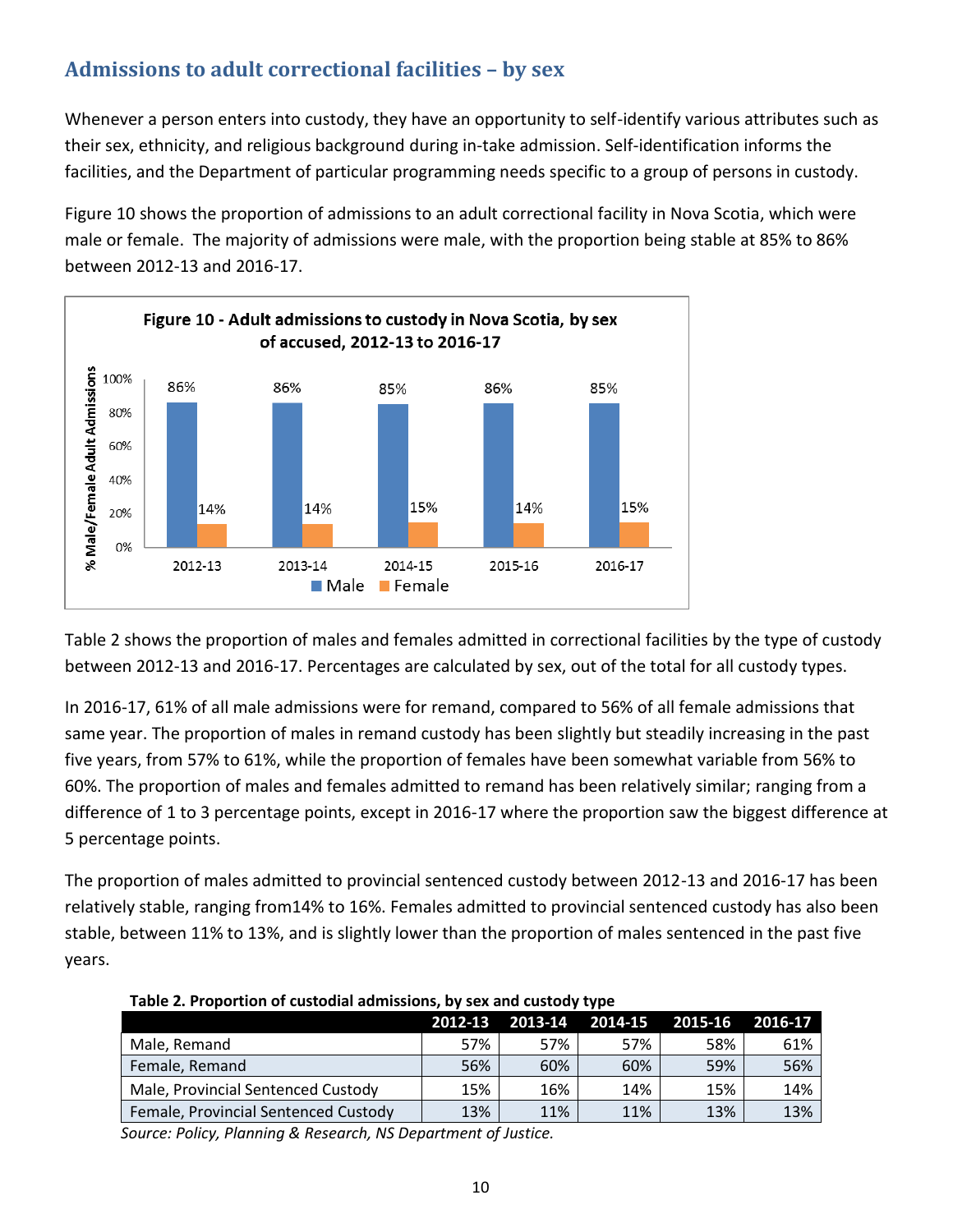## Admissions to adult correctional facilities – by sex

Whenever a person enters into custody, they have an opportunity to self-identify various attributes such as their sex, ethnicity, and religious background during in-take admission. Self-identification informs the facilities, and the Department of particular programming needs specific to a group of persons in custody.

Figure 10 shows the proportion of admissions to an adult correctional facility in Nova Scotia, which were male or female. The majority of admissions were male, with the proportion being stable at 85% to 86% between 2012-13 and 2016-17.

**Figure 10 - Adult admissions to custody in Nova Scotia, by sex of accused, 2012-13 to 2016-17**

| | 2012-13 | 2013-14 | 2014-15 | 2015-16 | 2016-17 |
|---|---|---|---|---|---|
| Male | 86% | 86% | 85% | 86% | 85% |
| Female | 14% | 14% | 15% | 14% | 15% |

Table 2 shows the proportion of males and females admitted in correctional facilities by the type of custody between 2012-13 and 2016-17. Percentages are calculated by sex, out of the total for all custody types.

In 2016-17, 61% of all male admissions were for remand, compared to 56% of all female admissions that same year. The proportion of males in remand custody has been slightly but steadily increasing in the past five years, from 57% to 61%, while the proportion of females have been somewhat variable from 56% to 60%. The proportion of males and females admitted to remand has been relatively similar; ranging from a difference of 1 to 3 percentage points, except in 2016-17 where the proportion saw the biggest difference at 5 percentage points.

The proportion of males admitted to provincial sentenced custody between 2012-13 and 2016-17 has been relatively stable, ranging from14% to 16%. Females admitted to provincial sentenced custody has also been stable, between 11% to 13%, and is slightly lower than the proportion of males sentenced in the past five years.

**Table 2. Proportion of custodial admissions, by sex and custody type**

| | 2012-13 | 2013-14 | 2014-15 | 2015-16 | 2016-17 |
|---|---|---|---|---|---|
| Male, Remand | 57% | 57% | 57% | 58% | 61% |
| Female, Remand | 56% | 60% | 60% | 59% | 56% |
| Male, Provincial Sentenced Custody | 15% | 16% | 14% | 15% | 14% |
| Female, Provincial Sentenced Custody | 13% | 11% | 11% | 13% | 13% |

*Source: Policy, Planning & Research, NS Department of Justice.*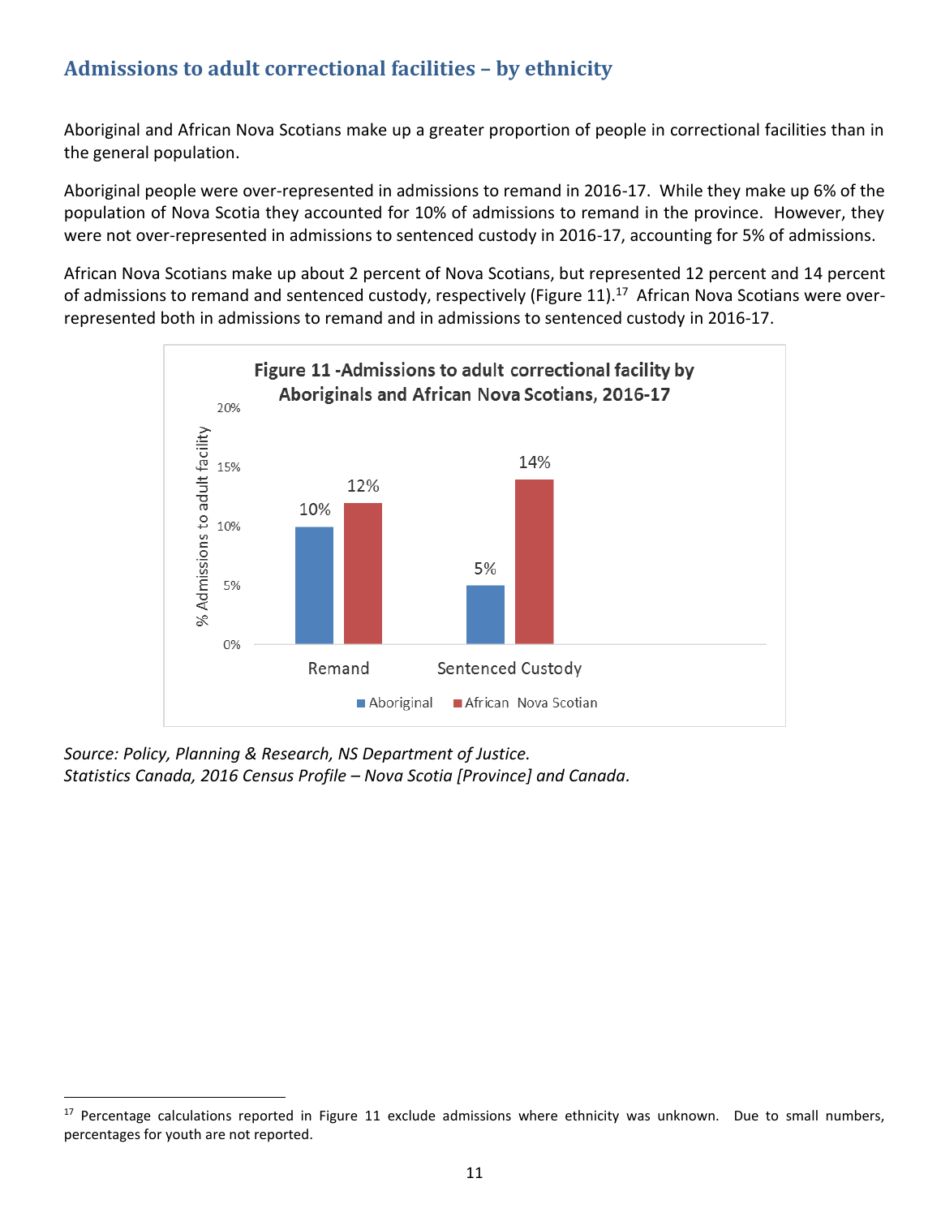## Admissions to adult correctional facilities – by ethnicity

Aboriginal and African Nova Scotians make up a greater proportion of people in correctional facilities than in the general population.

Aboriginal people were over-represented in admissions to remand in 2016-17. While they make up 6% of the population of Nova Scotia they accounted for 10% of admissions to remand in the province. However, they were not over-represented in admissions to sentenced custody in 2016-17, accounting for 5% of admissions.

African Nova Scotians make up about 2 percent of Nova Scotians, but represented 12 percent and 14 percent of admissions to remand and sentenced custody, respectively (Figure 11).[17] African Nova Scotians were over-represented both in admissions to remand and in admissions to sentenced custody in 2016-17.

**Figure 11 -Admissions to adult correctional facility by Aboriginals and African Nova Scotians, 2016-17**

| | Aboriginal | African Nova Scotian |
|---|---|---|
| Remand | 10% | 12% |
| Sentenced Custody | 5% | 14% |

*Source: Policy, Planning & Research, NS Department of Justice.*
*Statistics Canada, 2016 Census Profile – Nova Scotia [Province] and Canada.*

[17] Percentage calculations reported in Figure 11 exclude admissions where ethnicity was unknown. Due to small numbers, percentages for youth are not reported.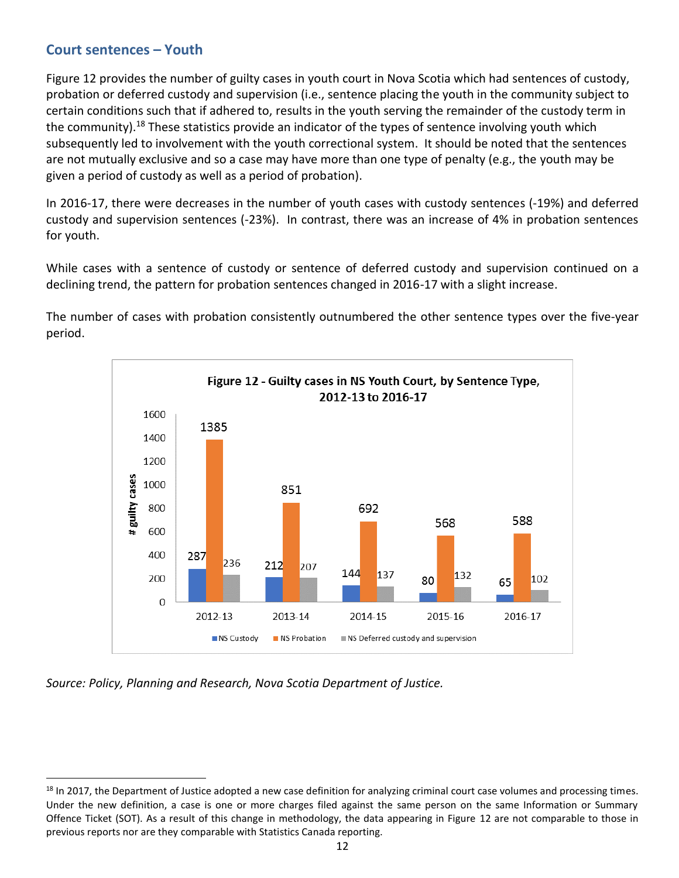## Court sentences – Youth

Figure 12 provides the number of guilty cases in youth court in Nova Scotia which had sentences of custody, probation or deferred custody and supervision (i.e., sentence placing the youth in the community subject to certain conditions such that if adhered to, results in the youth serving the remainder of the custody term in the community).[18] These statistics provide an indicator of the types of sentence involving youth which subsequently led to involvement with the youth correctional system. It should be noted that the sentences are not mutually exclusive and so a case may have more than one type of penalty (e.g., the youth may be given a period of custody as well as a period of probation).

In 2016-17, there were decreases in the number of youth cases with custody sentences (-19%) and deferred custody and supervision sentences (-23%). In contrast, there was an increase of 4% in probation sentences for youth.

While cases with a sentence of custody or sentence of deferred custody and supervision continued on a declining trend, the pattern for probation sentences changed in 2016-17 with a slight increase.

The number of cases with probation consistently outnumbered the other sentence types over the five-year period.

**Figure 12 - Guilty cases in NS Youth Court, by Sentence Type, 2012-13 to 2016-17**

| # guilty cases | 2012-13 | 2013-14 | 2014-15 | 2015-16 | 2016-17 |
|---|---|---|---|---|---|
| NS Custody | 287 | 212 | 144 | 80 | 65 |
| NS Probation | 1385 | 851 | 692 | 568 | 588 |
| NS Deferred custody and supervision | 236 | 207 | 137 | 132 | 102 |

*Source: Policy, Planning and Research, Nova Scotia Department of Justice.*

---

[18] In 2017, the Department of Justice adopted a new case definition for analyzing criminal court case volumes and processing times. Under the new definition, a case is one or more charges filed against the same person on the same Information or Summary Offence Ticket (SOT). As a result of this change in methodology, the data appearing in Figure 12 are not comparable to those in previous reports nor are they comparable with Statistics Canada reporting.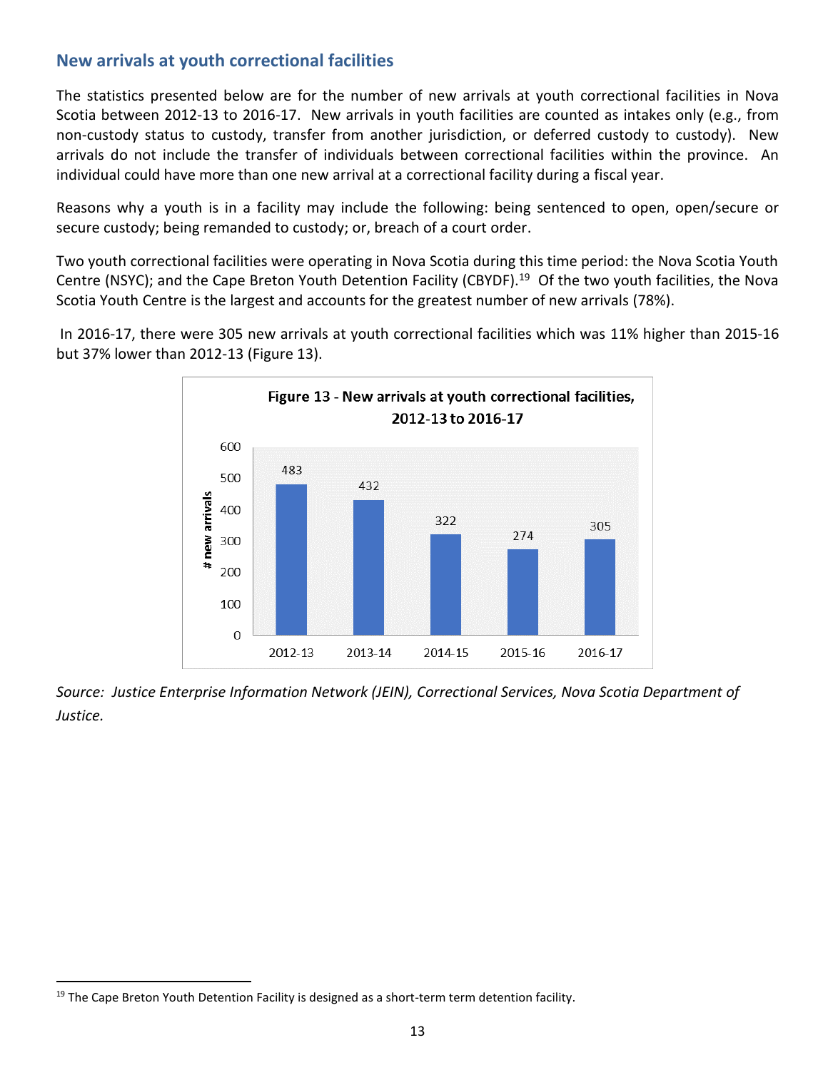## New arrivals at youth correctional facilities

The statistics presented below are for the number of new arrivals at youth correctional facilities in Nova Scotia between 2012-13 to 2016-17. New arrivals in youth facilities are counted as intakes only (e.g., from non-custody status to custody, transfer from another jurisdiction, or deferred custody to custody). New arrivals do not include the transfer of individuals between correctional facilities within the province. An individual could have more than one new arrival at a correctional facility during a fiscal year.

Reasons why a youth is in a facility may include the following: being sentenced to open, open/secure or secure custody; being remanded to custody; or, breach of a court order.

Two youth correctional facilities were operating in Nova Scotia during this time period: the Nova Scotia Youth Centre (NSYC); and the Cape Breton Youth Detention Facility (CBYDF).[19] Of the two youth facilities, the Nova Scotia Youth Centre is the largest and accounts for the greatest number of new arrivals (78%).

In 2016-17, there were 305 new arrivals at youth correctional facilities which was 11% higher than 2015-16 but 37% lower than 2012-13 (Figure 13).

**Figure 13 - New arrivals at youth correctional facilities, 2012-13 to 2016-17**

| | 2012-13 | 2013-14 | 2014-15 | 2015-16 | 2016-17 |
|---|---|---|---|---|---|
| # new arrivals | 483 | 432 | 322 | 274 | 305 |

*Source: Justice Enterprise Information Network (JEIN), Correctional Services, Nova Scotia Department of Justice.*

[19] The Cape Breton Youth Detention Facility is designed as a short-term term detention facility.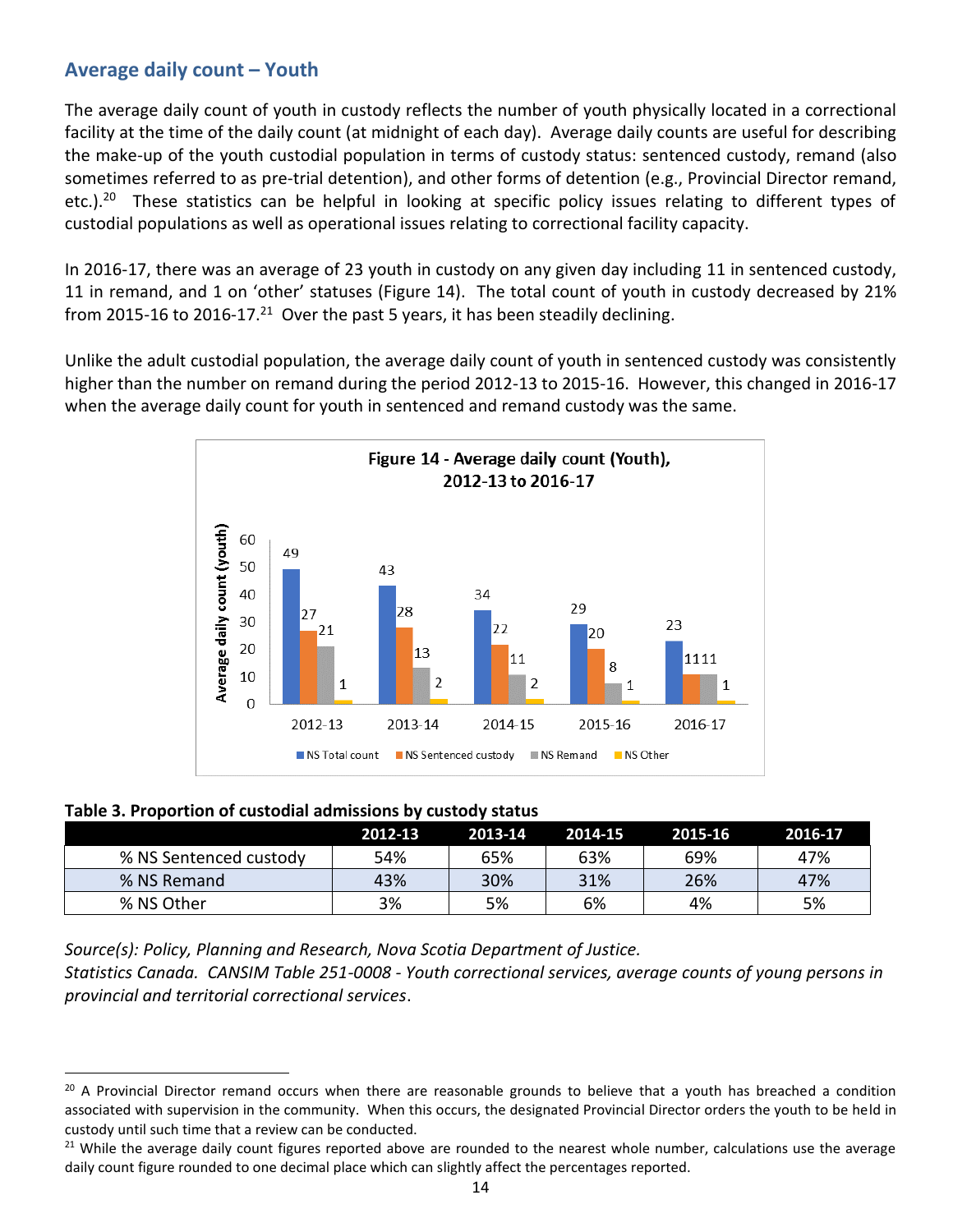## Average daily count – Youth

The average daily count of youth in custody reflects the number of youth physically located in a correctional facility at the time of the daily count (at midnight of each day). Average daily counts are useful for describing the make-up of the youth custodial population in terms of custody status: sentenced custody, remand (also sometimes referred to as pre-trial detention), and other forms of detention (e.g., Provincial Director remand, etc.).[20] These statistics can be helpful in looking at specific policy issues relating to different types of custodial populations as well as operational issues relating to correctional facility capacity.

In 2016-17, there was an average of 23 youth in custody on any given day including 11 in sentenced custody, 11 in remand, and 1 on 'other' statuses (Figure 14). The total count of youth in custody decreased by 21% from 2015-16 to 2016-17.[21] Over the past 5 years, it has been steadily declining.

Unlike the adult custodial population, the average daily count of youth in sentenced custody was consistently higher than the number on remand during the period 2012-13 to 2015-16. However, this changed in 2016-17 when the average daily count for youth in sentenced and remand custody was the same.

**Figure 14 - Average daily count (Youth), 2012-13 to 2016-17**

| | 2012-13 | 2013-14 | 2014-15 | 2015-16 | 2016-17 |
|---|---|---|---|---|---|
| NS Total count | 49 | 43 | 34 | 29 | 23 |
| NS Sentenced custody | 27 | 28 | 22 | 20 | 11 |
| NS Remand | 21 | 13 | 11 | 8 | 11 |
| NS Other | 1 | 2 | 2 | 1 | 1 |

**Table 3. Proportion of custodial admissions by custody status**

| | 2012-13 | 2013-14 | 2014-15 | 2015-16 | 2016-17 |
|---|---|---|---|---|---|
| % NS Sentenced custody | 54% | 65% | 63% | 69% | 47% |
| % NS Remand | 43% | 30% | 31% | 26% | 47% |
| % NS Other | 3% | 5% | 6% | 4% | 5% |

*Source(s): Policy, Planning and Research, Nova Scotia Department of Justice.*
*Statistics Canada. CANSIM Table 251-0008 - Youth correctional services, average counts of young persons in provincial and territorial correctional services.*

---

[20] A Provincial Director remand occurs when there are reasonable grounds to believe that a youth has breached a condition associated with supervision in the community. When this occurs, the designated Provincial Director orders the youth to be held in custody until such time that a review can be conducted.

[21] While the average daily count figures reported above are rounded to the nearest whole number, calculations use the average daily count figure rounded to one decimal place which can slightly affect the percentages reported.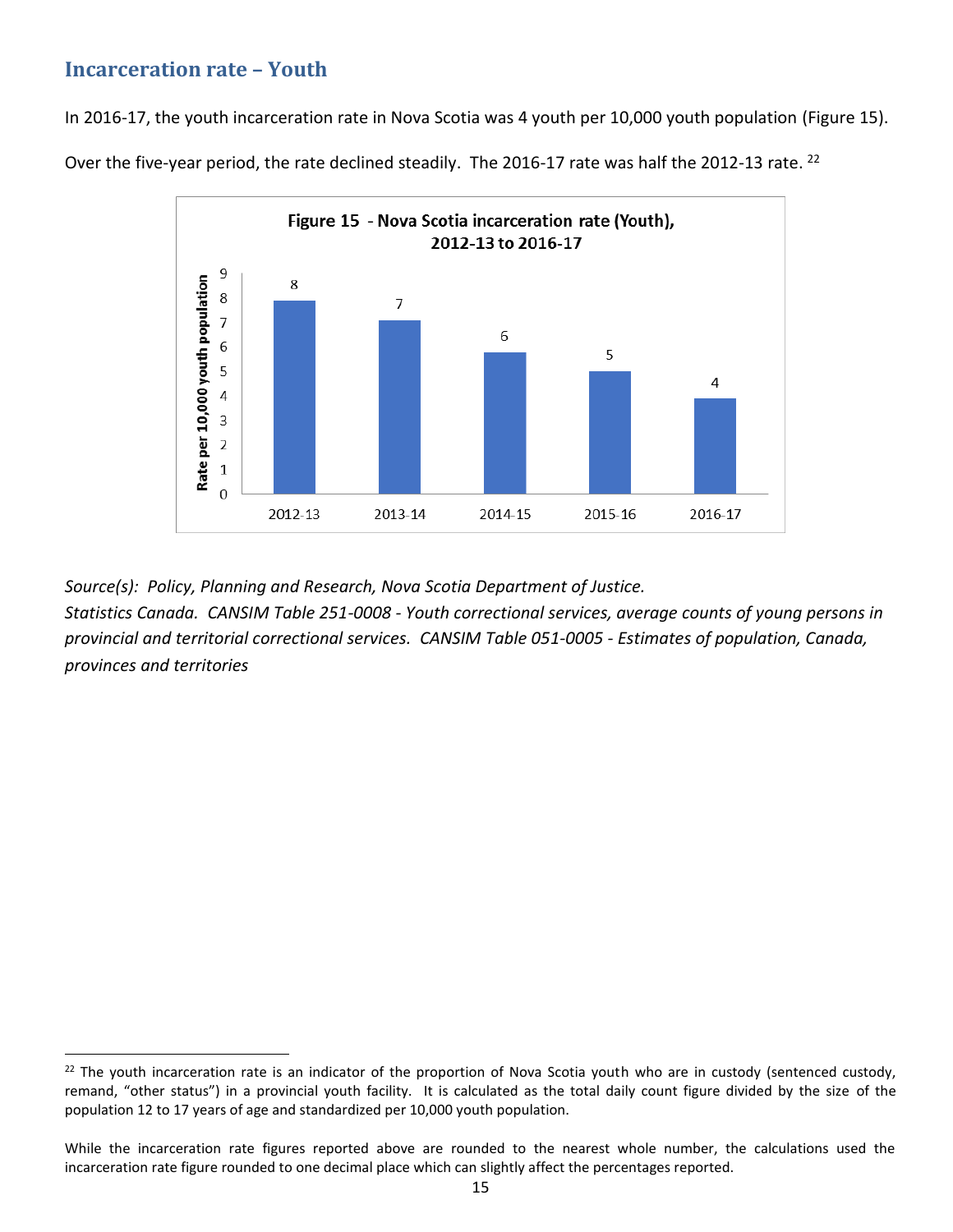## Incarceration rate – Youth

In 2016-17, the youth incarceration rate in Nova Scotia was 4 youth per 10,000 youth population (Figure 15).

Over the five-year period, the rate declined steadily. The 2016-17 rate was half the 2012-13 rate.[22]

**Figure 15 - Nova Scotia incarceration rate (Youth), 2012-13 to 2016-17**

| Year | Rate per 10,000 youth population |
|---|---|
| 2012-13 | 8 |
| 2013-14 | 7 |
| 2014-15 | 6 |
| 2015-16 | 5 |
| 2016-17 | 4 |

*Source(s): Policy, Planning and Research, Nova Scotia Department of Justice. Statistics Canada. CANSIM Table 251-0008 - Youth correctional services, average counts of young persons in provincial and territorial correctional services. CANSIM Table 051-0005 - Estimates of population, Canada, provinces and territories*

---

[22] The youth incarceration rate is an indicator of the proportion of Nova Scotia youth who are in custody (sentenced custody, remand, "other status") in a provincial youth facility. It is calculated as the total daily count figure divided by the size of the population 12 to 17 years of age and standardized per 10,000 youth population.

While the incarceration rate figures reported above are rounded to the nearest whole number, the calculations used the incarceration rate figure rounded to one decimal place which can slightly affect the percentages reported.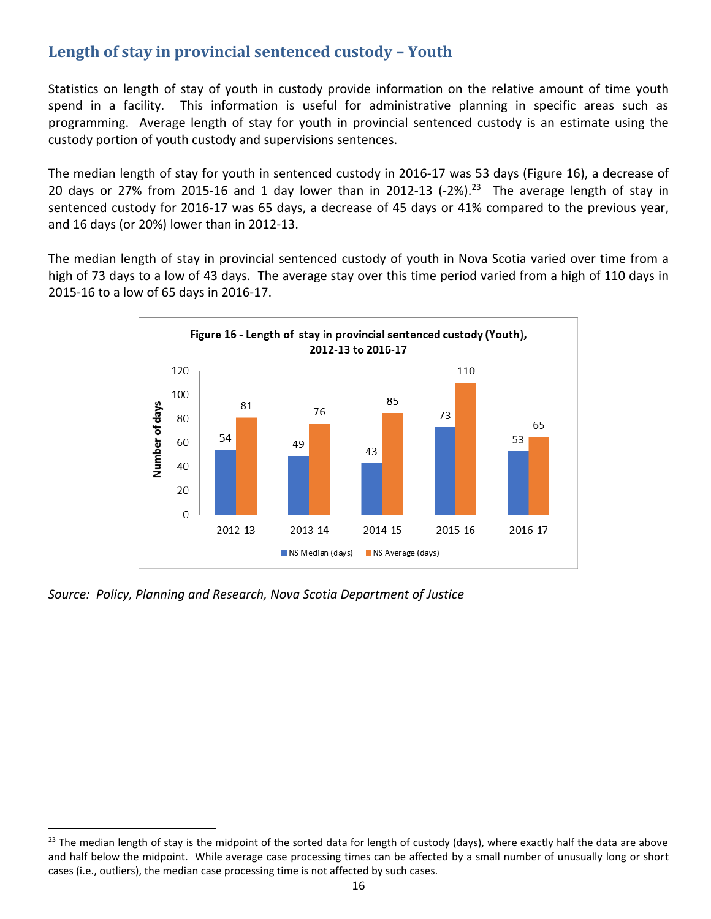## Length of stay in provincial sentenced custody – Youth

Statistics on length of stay of youth in custody provide information on the relative amount of time youth spend in a facility. This information is useful for administrative planning in specific areas such as programming. Average length of stay for youth in provincial sentenced custody is an estimate using the custody portion of youth custody and supervisions sentences.

The median length of stay for youth in sentenced custody in 2016-17 was 53 days (Figure 16), a decrease of 20 days or 27% from 2015-16 and 1 day lower than in 2012-13 (-2%).[23] The average length of stay in sentenced custody for 2016-17 was 65 days, a decrease of 45 days or 41% compared to the previous year, and 16 days (or 20%) lower than in 2012-13.

The median length of stay in provincial sentenced custody of youth in Nova Scotia varied over time from a high of 73 days to a low of 43 days. The average stay over this time period varied from a high of 110 days in 2015-16 to a low of 65 days in 2016-17.

**Figure 16 - Length of stay in provincial sentenced custody (Youth), 2012-13 to 2016-17**

| | 2012-13 | 2013-14 | 2014-15 | 2015-16 | 2016-17 |
|---|---|---|---|---|---|
| NS Median (days) | 54 | 49 | 43 | 73 | 53 |
| NS Average (days) | 81 | 76 | 85 | 110 | 65 |

*Source: Policy, Planning and Research, Nova Scotia Department of Justice*

[23] The median length of stay is the midpoint of the sorted data for length of custody (days), where exactly half the data are above and half below the midpoint. While average case processing times can be affected by a small number of unusually long or short cases (i.e., outliers), the median case processing time is not affected by such cases.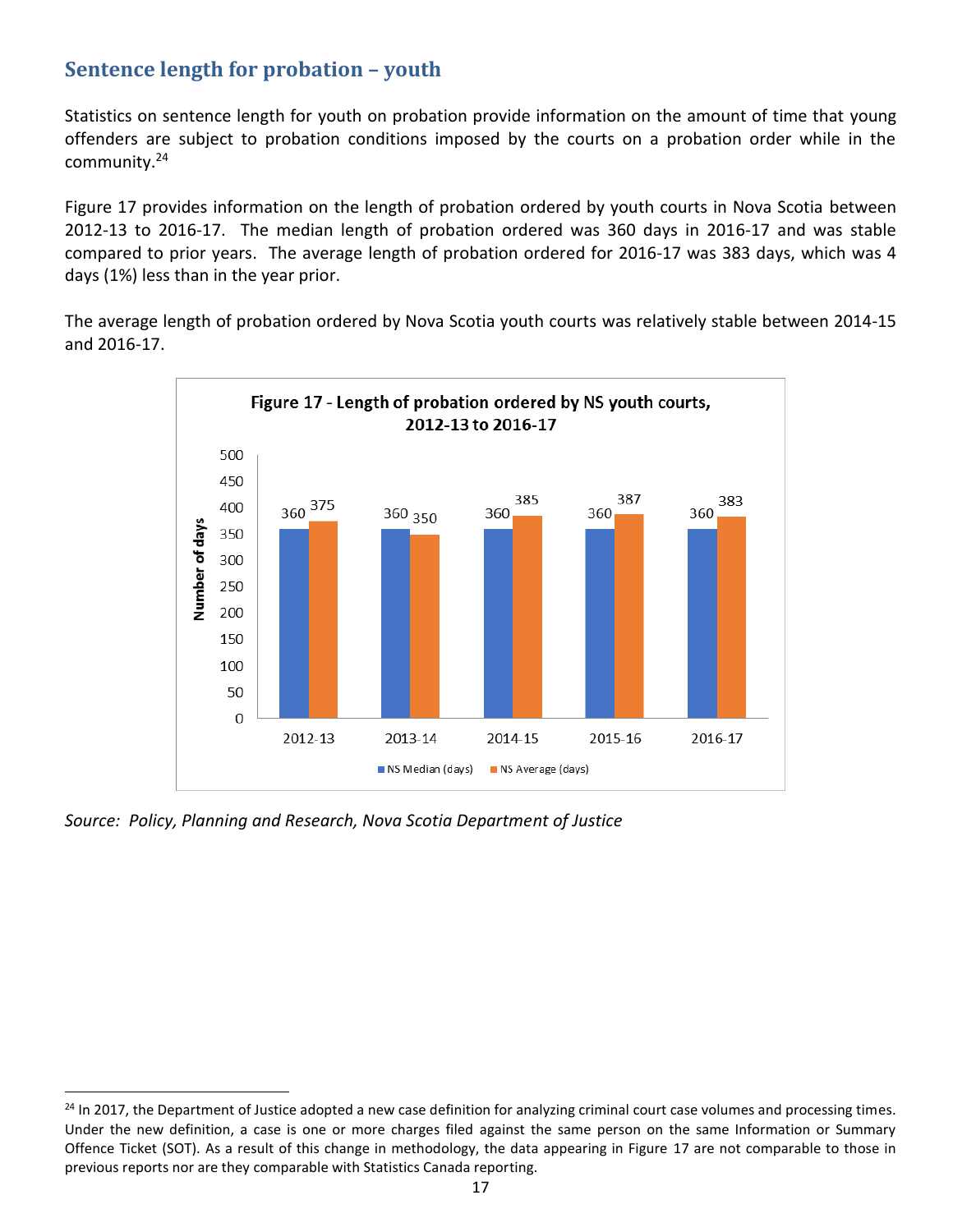## Sentence length for probation – youth

Statistics on sentence length for youth on probation provide information on the amount of time that young offenders are subject to probation conditions imposed by the courts on a probation order while in the community.[24]

Figure 17 provides information on the length of probation ordered by youth courts in Nova Scotia between 2012-13 to 2016-17. The median length of probation ordered was 360 days in 2016-17 and was stable compared to prior years. The average length of probation ordered for 2016-17 was 383 days, which was 4 days (1%) less than in the year prior.

The average length of probation ordered by Nova Scotia youth courts was relatively stable between 2014-15 and 2016-17.

**Figure 17 - Length of probation ordered by NS youth courts, 2012-13 to 2016-17**

| | 2012-13 | 2013-14 | 2014-15 | 2015-16 | 2016-17 |
|---|---|---|---|---|---|
| NS Median (days) | 360 | 360 | 360 | 360 | 360 |
| NS Average (days) | 375 | 350 | 385 | 387 | 383 |

*Source: Policy, Planning and Research, Nova Scotia Department of Justice*

[24] In 2017, the Department of Justice adopted a new case definition for analyzing criminal court case volumes and processing times. Under the new definition, a case is one or more charges filed against the same person on the same Information or Summary Offence Ticket (SOT). As a result of this change in methodology, the data appearing in Figure 17 are not comparable to those in previous reports nor are they comparable with Statistics Canada reporting.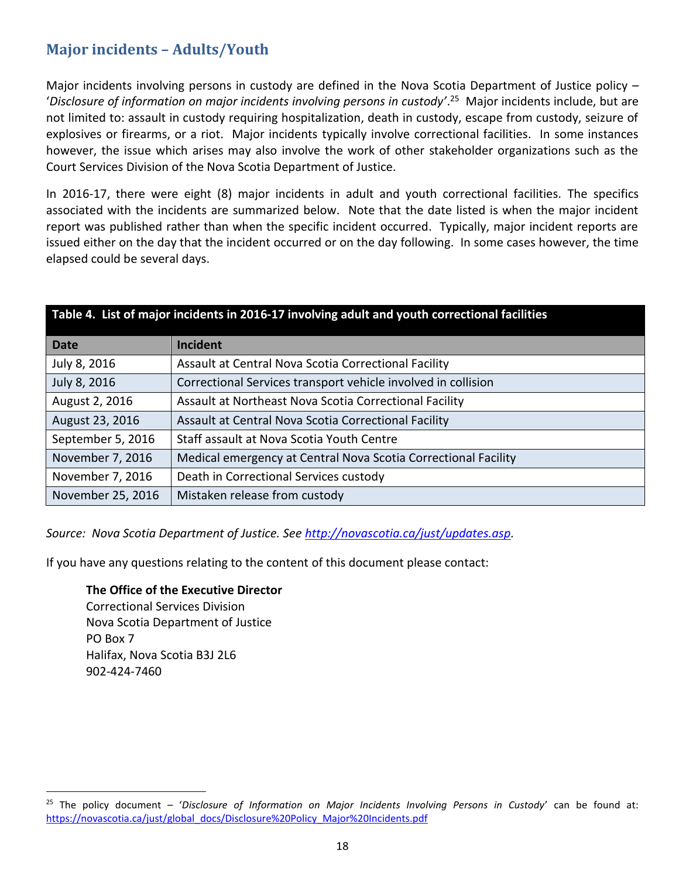## Major incidents – Adults/Youth

Major incidents involving persons in custody are defined in the Nova Scotia Department of Justice policy – '*Disclosure of information on major incidents involving persons in custody'*.[25] Major incidents include, but are not limited to: assault in custody requiring hospitalization, death in custody, escape from custody, seizure of explosives or firearms, or a riot. Major incidents typically involve correctional facilities. In some instances however, the issue which arises may also involve the work of other stakeholder organizations such as the Court Services Division of the Nova Scotia Department of Justice.

In 2016-17, there were eight (8) major incidents in adult and youth correctional facilities. The specifics associated with the incidents are summarized below. Note that the date listed is when the major incident report was published rather than when the specific incident occurred. Typically, major incident reports are issued either on the day that the incident occurred or on the day following. In some cases however, the time elapsed could be several days.

**Table 4. List of major incidents in 2016-17 involving adult and youth correctional facilities**

| Date | Incident |
|---|---|
| July 8, 2016 | Assault at Central Nova Scotia Correctional Facility |
| July 8, 2016 | Correctional Services transport vehicle involved in collision |
| August 2, 2016 | Assault at Northeast Nova Scotia Correctional Facility |
| August 23, 2016 | Assault at Central Nova Scotia Correctional Facility |
| September 5, 2016 | Staff assault at Nova Scotia Youth Centre |
| November 7, 2016 | Medical emergency at Central Nova Scotia Correctional Facility |
| November 7, 2016 | Death in Correctional Services custody |
| November 25, 2016 | Mistaken release from custody |

*Source: Nova Scotia Department of Justice. See http://novascotia.ca/just/updates.asp.*

If you have any questions relating to the content of this document please contact:

**The Office of the Executive Director**
Correctional Services Division
Nova Scotia Department of Justice
PO Box 7
Halifax, Nova Scotia B3J 2L6
902-424-7460

[25] The policy document – '*Disclosure of Information on Major Incidents Involving Persons in Custody*' can be found at: https://novascotia.ca/just/global_docs/Disclosure%20Policy_Major%20Incidents.pdf